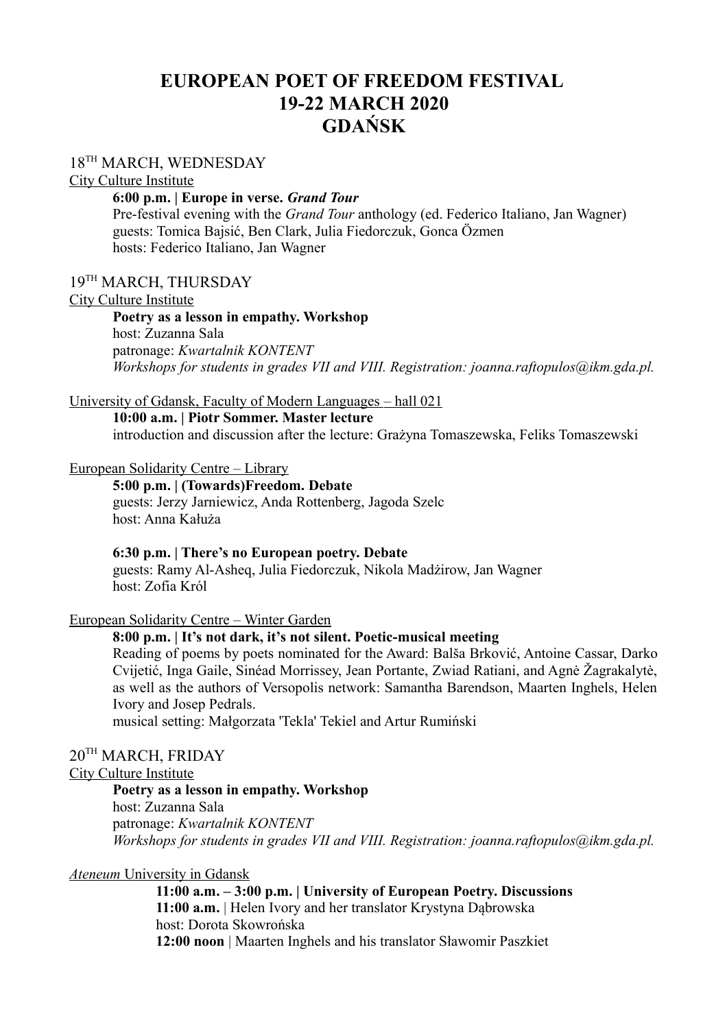# EUROPEAN POET OF FREEDOM FESTIVAL
# 19-22 MARCH 2020
# GDAŃSK

## 18TH MARCH, WEDNESDAY

City Culture Institute

**6:00 p.m. | Europe in verse. *Grand Tour***
Pre-festival evening with the *Grand Tour* anthology (ed. Federico Italiano, Jan Wagner)
guests: Tomica Bajsić, Ben Clark, Julia Fiedorczuk, Gonca Özmen
hosts: Federico Italiano, Jan Wagner

## 19TH MARCH, THURSDAY

City Culture Institute

**Poetry as a lesson in empathy. Workshop**
host: Zuzanna Sala
patronage: *Kwartalnik KONTENT*
*Workshops for students in grades VII and VIII. Registration: joanna.raftopulos@ikm.gda.pl.*

University of Gdansk, Faculty of Modern Languages – hall 021

**10:00 a.m. | Piotr Sommer. Master lecture**
introduction and discussion after the lecture: Grażyna Tomaszewska, Feliks Tomaszewski

European Solidarity Centre – Library

**5:00 p.m. | (Towards)Freedom. Debate**
guests: Jerzy Jarniewicz, Anda Rottenberg, Jagoda Szelc
host: Anna Kałuża

**6:30 p.m. | There's no European poetry. Debate**
guests: Ramy Al-Asheq, Julia Fiedorczuk, Nikola Madżirow, Jan Wagner
host: Zofia Król

European Solidarity Centre – Winter Garden

**8:00 p.m. | It's not dark, it's not silent. Poetic-musical meeting**
Reading of poems by poets nominated for the Award: Balša Brković, Antoine Cassar, Darko Cvijetić, Inga Gaile, Sinéad Morrissey, Jean Portante, Zwiad Ratiani, and Agnė Žagrakalytė, as well as the authors of Versopolis network: Samantha Barendson, Maarten Inghels, Helen Ivory and Josep Pedrals.
musical setting: Małgorzata 'Tekla' Tekiel and Artur Rumiński

## 20TH MARCH, FRIDAY

City Culture Institute

**Poetry as a lesson in empathy. Workshop**
host: Zuzanna Sala
patronage: *Kwartalnik KONTENT*
*Workshops for students in grades VII and VIII. Registration: joanna.raftopulos@ikm.gda.pl.*

*Ateneum* University in Gdansk

**11:00 a.m. – 3:00 p.m. | University of European Poetry. Discussions**
**11:00 a.m.** | Helen Ivory and her translator Krystyna Dąbrowska
host: Dorota Skowrońska
**12:00 noon** | Maarten Inghels and his translator Sławomir Paszkiet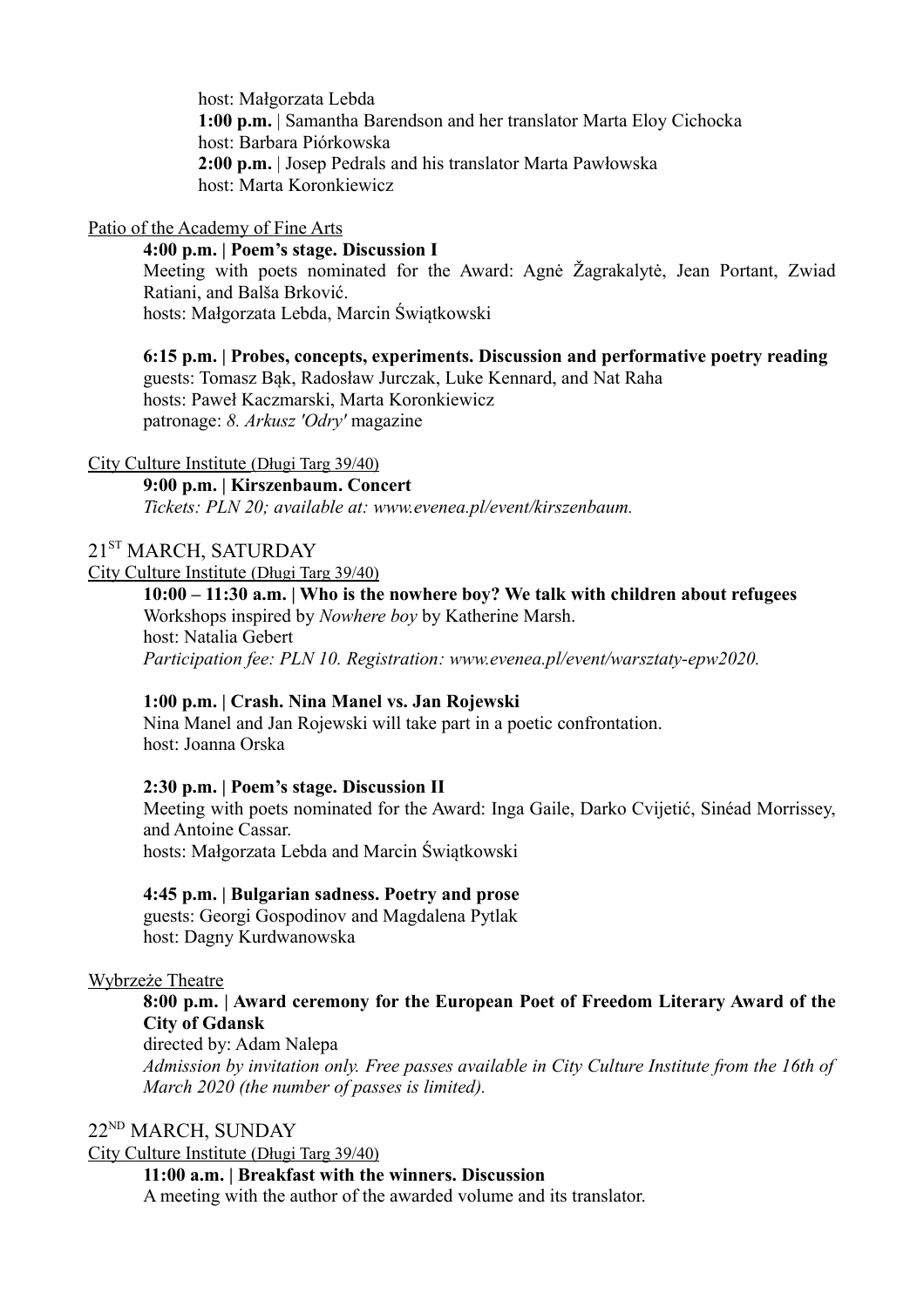host: Małgorzata Lebda
**1:00 p.m.** | Samantha Barendson and her translator Marta Eloy Cichocka
host: Barbara Piórkowska
**2:00 p.m.** | Josep Pedrals and his translator Marta Pawłowska
host: Marta Koronkiewicz

Patio of the Academy of Fine Arts

**4:00 p.m. | Poem's stage. Discussion I**
Meeting with poets nominated for the Award: Agnė Žagrakalytė, Jean Portant, Zwiad Ratiani, and Balša Brković.
hosts: Małgorzata Lebda, Marcin Świątkowski

**6:15 p.m. | Probes, concepts, experiments. Discussion and performative poetry reading**
guests: Tomasz Bąk, Radosław Jurczak, Luke Kennard, and Nat Raha
hosts: Paweł Kaczmarski, Marta Koronkiewicz
patronage: *8. Arkusz 'Odry'* magazine

City Culture Institute (Długi Targ 39/40)

**9:00 p.m. | Kirszenbaum. Concert**
*Tickets: PLN 20; available at: www.evenea.pl/event/kirszenbaum.*

## 21ST MARCH, SATURDAY

City Culture Institute (Długi Targ 39/40)

**10:00 – 11:30 a.m. | Who is the nowhere boy? We talk with children about refugees**
Workshops inspired by *Nowhere boy* by Katherine Marsh.
host: Natalia Gebert
*Participation fee: PLN 10. Registration: www.evenea.pl/event/warsztaty-epw2020.*

**1:00 p.m. | Crash. Nina Manel vs. Jan Rojewski**
Nina Manel and Jan Rojewski will take part in a poetic confrontation.
host: Joanna Orska

**2:30 p.m. | Poem's stage. Discussion II**
Meeting with poets nominated for the Award: Inga Gaile, Darko Cvijetić, Sinéad Morrissey, and Antoine Cassar.
hosts: Małgorzata Lebda and Marcin Świątkowski

**4:45 p.m. | Bulgarian sadness. Poetry and prose**
guests: Georgi Gospodinov and Magdalena Pytlak
host: Dagny Kurdwanowska

Wybrzeże Theatre

**8:00 p.m. | Award ceremony for the European Poet of Freedom Literary Award of the City of Gdansk**
directed by: Adam Nalepa
*Admission by invitation only. Free passes available in City Culture Institute from the 16th of March 2020 (the number of passes is limited).*

## 22ND MARCH, SUNDAY

City Culture Institute (Długi Targ 39/40)

**11:00 a.m. | Breakfast with the winners. Discussion**
A meeting with the author of the awarded volume and its translator.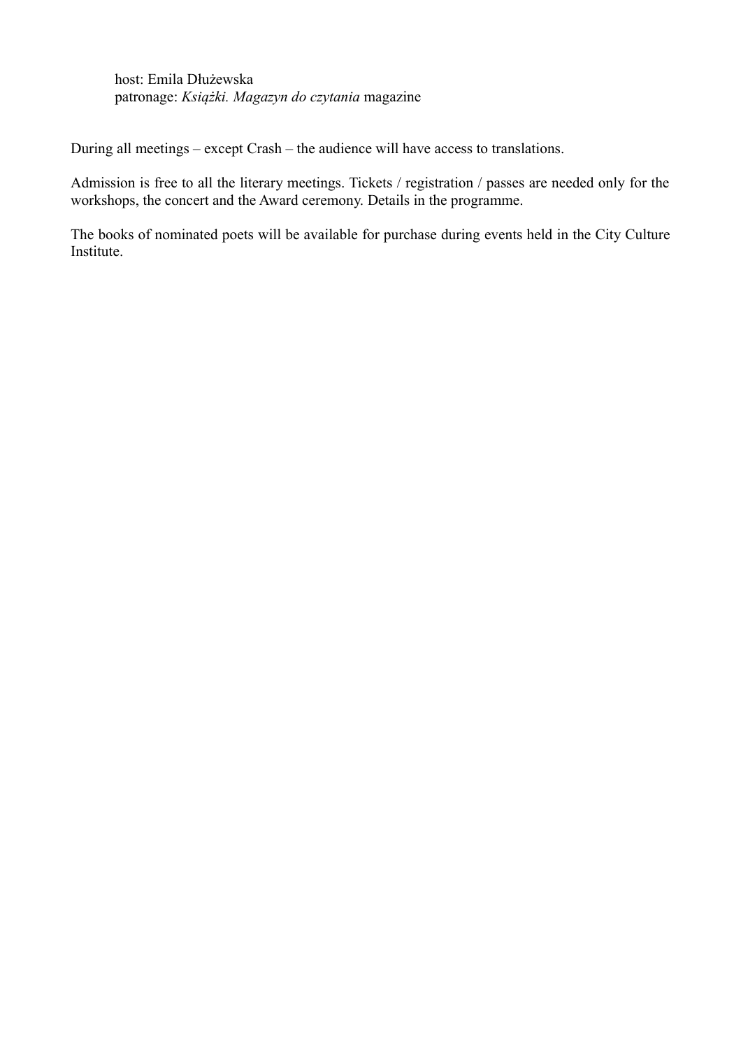host: Emila Dłużewska
patronage: *Książki. Magazyn do czytania* magazine

During all meetings – except Crash – the audience will have access to translations.

Admission is free to all the literary meetings. Tickets / registration / passes are needed only for the workshops, the concert and the Award ceremony. Details in the programme.

The books of nominated poets will be available for purchase during events held in the City Culture Institute.